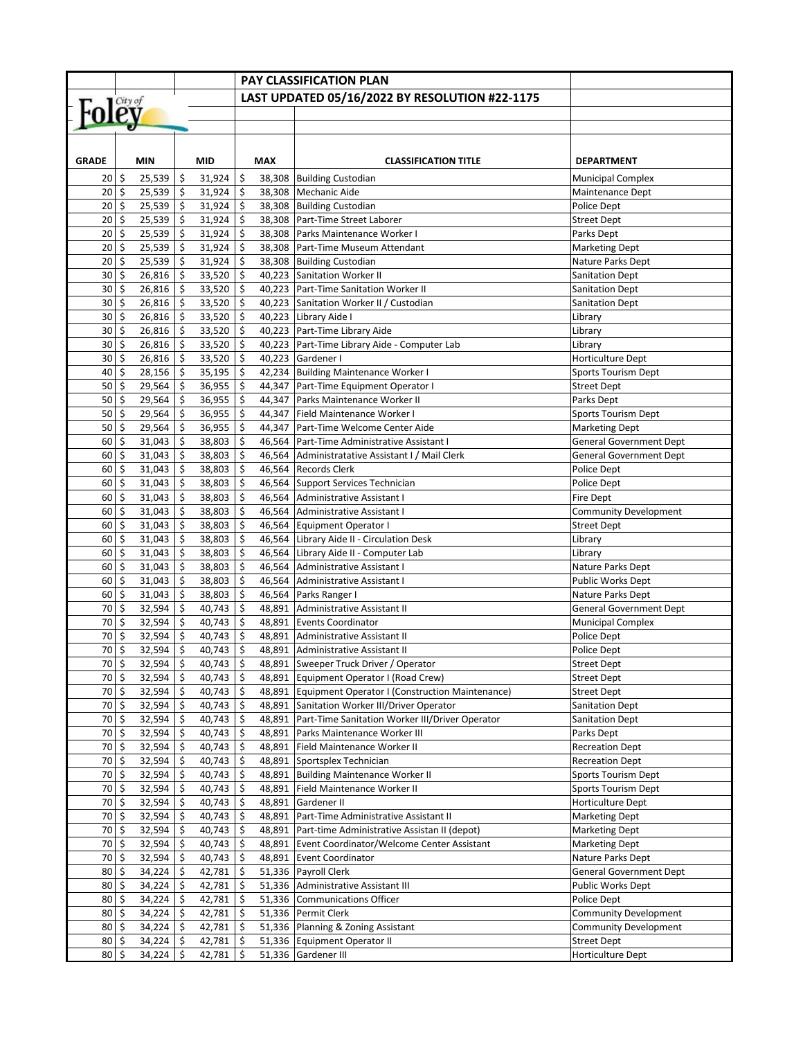# PAY CLASSIFICATION PLAN

## LAST UPDATED 05/16/2022 BY RESOLUTION #22-1175

City of Foley

| GRADE | MIN | MID | MAX | CLASSIFICATION TITLE | DEPARTMENT |
|---|---|---|---|---|---|
| 20 | $ 25,539 | $ 31,924 | $ 38,308 | Building Custodian | Municipal Complex |
| 20 | $ 25,539 | $ 31,924 | $ 38,308 | Mechanic Aide | Maintenance Dept |
| 20 | $ 25,539 | $ 31,924 | $ 38,308 | Building Custodian | Police Dept |
| 20 | $ 25,539 | $ 31,924 | $ 38,308 | Part-Time Street Laborer | Street Dept |
| 20 | $ 25,539 | $ 31,924 | $ 38,308 | Parks Maintenance Worker I | Parks Dept |
| 20 | $ 25,539 | $ 31,924 | $ 38,308 | Part-Time Museum Attendant | Marketing Dept |
| 20 | $ 25,539 | $ 31,924 | $ 38,308 | Building Custodian | Nature Parks Dept |
| 30 | $ 26,816 | $ 33,520 | $ 40,223 | Sanitation Worker II | Sanitation Dept |
| 30 | $ 26,816 | $ 33,520 | $ 40,223 | Part-Time Sanitation Worker II | Sanitation Dept |
| 30 | $ 26,816 | $ 33,520 | $ 40,223 | Sanitation Worker II / Custodian | Sanitation Dept |
| 30 | $ 26,816 | $ 33,520 | $ 40,223 | Library Aide I | Library |
| 30 | $ 26,816 | $ 33,520 | $ 40,223 | Part-Time Library Aide | Library |
| 30 | $ 26,816 | $ 33,520 | $ 40,223 | Part-Time Library Aide - Computer Lab | Library |
| 30 | $ 26,816 | $ 33,520 | $ 40,223 | Gardener I | Horticulture Dept |
| 40 | $ 28,156 | $ 35,195 | $ 42,234 | Building Maintenance Worker I | Sports Tourism Dept |
| 50 | $ 29,564 | $ 36,955 | $ 44,347 | Part-Time Equipment Operator I | Street Dept |
| 50 | $ 29,564 | $ 36,955 | $ 44,347 | Parks Maintenance Worker II | Parks Dept |
| 50 | $ 29,564 | $ 36,955 | $ 44,347 | Field Maintenance Worker I | Sports Tourism Dept |
| 50 | $ 29,564 | $ 36,955 | $ 44,347 | Part-Time Welcome Center Aide | Marketing Dept |
| 60 | $ 31,043 | $ 38,803 | $ 46,564 | Part-Time Administrative Assistant I | General Government Dept |
| 60 | $ 31,043 | $ 38,803 | $ 46,564 | Administratative Assistant I / Mail Clerk | General Government Dept |
| 60 | $ 31,043 | $ 38,803 | $ 46,564 | Records Clerk | Police Dept |
| 60 | $ 31,043 | $ 38,803 | $ 46,564 | Support Services Technician | Police Dept |
| 60 | $ 31,043 | $ 38,803 | $ 46,564 | Administrative Assistant I | Fire Dept |
| 60 | $ 31,043 | $ 38,803 | $ 46,564 | Administrative Assistant I | Community Development |
| 60 | $ 31,043 | $ 38,803 | $ 46,564 | Equipment Operator I | Street Dept |
| 60 | $ 31,043 | $ 38,803 | $ 46,564 | Library Aide II - Circulation Desk | Library |
| 60 | $ 31,043 | $ 38,803 | $ 46,564 | Library Aide II - Computer Lab | Library |
| 60 | $ 31,043 | $ 38,803 | $ 46,564 | Administrative Assistant I | Nature Parks Dept |
| 60 | $ 31,043 | $ 38,803 | $ 46,564 | Administrative Assistant I | Public Works Dept |
| 60 | $ 31,043 | $ 38,803 | $ 46,564 | Parks Ranger I | Nature Parks Dept |
| 70 | $ 32,594 | $ 40,743 | $ 48,891 | Administrative Assistant II | General Government Dept |
| 70 | $ 32,594 | $ 40,743 | $ 48,891 | Events Coordinator | Municipal Complex |
| 70 | $ 32,594 | $ 40,743 | $ 48,891 | Administrative Assistant II | Police Dept |
| 70 | $ 32,594 | $ 40,743 | $ 48,891 | Administrative Assistant II | Police Dept |
| 70 | $ 32,594 | $ 40,743 | $ 48,891 | Sweeper Truck Driver / Operator | Street Dept |
| 70 | $ 32,594 | $ 40,743 | $ 48,891 | Equipment Operator I (Road Crew) | Street Dept |
| 70 | $ 32,594 | $ 40,743 | $ 48,891 | Equipment Operator I (Construction Maintenance) | Street Dept |
| 70 | $ 32,594 | $ 40,743 | $ 48,891 | Sanitation Worker III/Driver Operator | Sanitation Dept |
| 70 | $ 32,594 | $ 40,743 | $ 48,891 | Part-Time Sanitation Worker III/Driver Operator | Sanitation Dept |
| 70 | $ 32,594 | $ 40,743 | $ 48,891 | Parks Maintenance Worker III | Parks Dept |
| 70 | $ 32,594 | $ 40,743 | $ 48,891 | Field Maintenance Worker II | Recreation Dept |
| 70 | $ 32,594 | $ 40,743 | $ 48,891 | Sportsplex Technician | Recreation Dept |
| 70 | $ 32,594 | $ 40,743 | $ 48,891 | Building Maintenance Worker II | Sports Tourism Dept |
| 70 | $ 32,594 | $ 40,743 | $ 48,891 | Field Maintenance Worker II | Sports Tourism Dept |
| 70 | $ 32,594 | $ 40,743 | $ 48,891 | Gardener II | Horticulture Dept |
| 70 | $ 32,594 | $ 40,743 | $ 48,891 | Part-Time Administrative Assistant II | Marketing Dept |
| 70 | $ 32,594 | $ 40,743 | $ 48,891 | Part-time Administrative Assistan II (depot) | Marketing Dept |
| 70 | $ 32,594 | $ 40,743 | $ 48,891 | Event Coordinator/Welcome Center Assistant | Marketing Dept |
| 70 | $ 32,594 | $ 40,743 | $ 48,891 | Event Coordinator | Nature Parks Dept |
| 80 | $ 34,224 | $ 42,781 | $ 51,336 | Payroll Clerk | General Government Dept |
| 80 | $ 34,224 | $ 42,781 | $ 51,336 | Administrative Assistant III | Public Works Dept |
| 80 | $ 34,224 | $ 42,781 | $ 51,336 | Communications Officer | Police Dept |
| 80 | $ 34,224 | $ 42,781 | $ 51,336 | Permit Clerk | Community Development |
| 80 | $ 34,224 | $ 42,781 | $ 51,336 | Planning & Zoning Assistant | Community Development |
| 80 | $ 34,224 | $ 42,781 | $ 51,336 | Equipment Operator II | Street Dept |
| 80 | $ 34,224 | $ 42,781 | $ 51,336 | Gardener III | Horticulture Dept |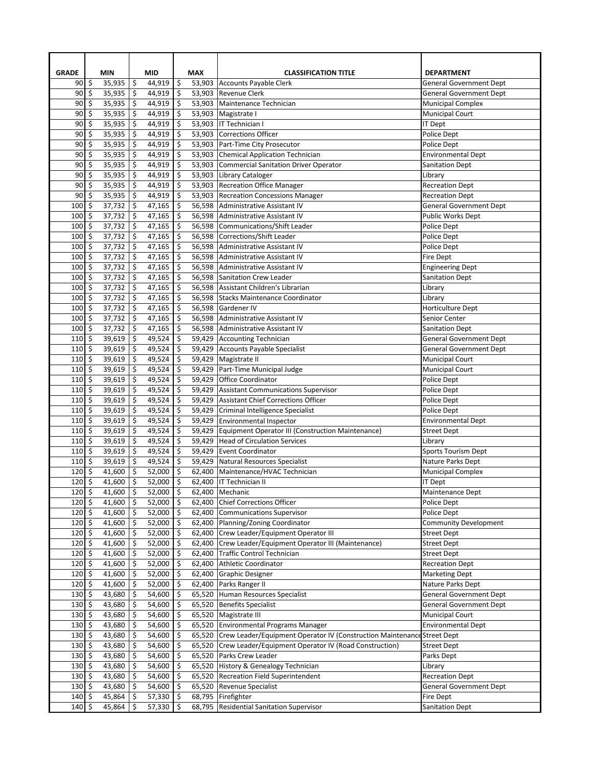| GRADE | MIN | MID | MAX | CLASSIFICATION TITLE | DEPARTMENT |
|---|---|---|---|---|---|
| 90 | $ 35,935 | $ 44,919 | $ 53,903 | Accounts Payable Clerk | General Government Dept |
| 90 | $ 35,935 | $ 44,919 | $ 53,903 | Revenue Clerk | General Government Dept |
| 90 | $ 35,935 | $ 44,919 | $ 53,903 | Maintenance Technician | Municipal Complex |
| 90 | $ 35,935 | $ 44,919 | $ 53,903 | Magistrate I | Municipal Court |
| 90 | $ 35,935 | $ 44,919 | $ 53,903 | IT Technician I | IT Dept |
| 90 | $ 35,935 | $ 44,919 | $ 53,903 | Corrections Officer | Police Dept |
| 90 | $ 35,935 | $ 44,919 | $ 53,903 | Part-Time City Prosecutor | Police Dept |
| 90 | $ 35,935 | $ 44,919 | $ 53,903 | Chemical Application Technician | Environmental Dept |
| 90 | $ 35,935 | $ 44,919 | $ 53,903 | Commercial Sanitation Driver Operator | Sanitation Dept |
| 90 | $ 35,935 | $ 44,919 | $ 53,903 | Library Cataloger | Library |
| 90 | $ 35,935 | $ 44,919 | $ 53,903 | Recreation Office Manager | Recreation Dept |
| 90 | $ 35,935 | $ 44,919 | $ 53,903 | Recreation Concessions Manager | Recreation Dept |
| 100 | $ 37,732 | $ 47,165 | $ 56,598 | Administrative Assistant IV | General Government Dept |
| 100 | $ 37,732 | $ 47,165 | $ 56,598 | Administrative Assistant IV | Public Works Dept |
| 100 | $ 37,732 | $ 47,165 | $ 56,598 | Communications/Shift Leader | Police Dept |
| 100 | $ 37,732 | $ 47,165 | $ 56,598 | Corrections/Shift Leader | Police Dept |
| 100 | $ 37,732 | $ 47,165 | $ 56,598 | Administrative Assistant IV | Police Dept |
| 100 | $ 37,732 | $ 47,165 | $ 56,598 | Administrative Assistant IV | Fire Dept |
| 100 | $ 37,732 | $ 47,165 | $ 56,598 | Administrative Assistant IV | Engineering Dept |
| 100 | $ 37,732 | $ 47,165 | $ 56,598 | Sanitation Crew Leader | Sanitation Dept |
| 100 | $ 37,732 | $ 47,165 | $ 56,598 | Assistant Children's Librarian | Library |
| 100 | $ 37,732 | $ 47,165 | $ 56,598 | Stacks Maintenance Coordinator | Library |
| 100 | $ 37,732 | $ 47,165 | $ 56,598 | Gardener IV | Horticulture Dept |
| 100 | $ 37,732 | $ 47,165 | $ 56,598 | Administrative Assistant IV | Senior Center |
| 100 | $ 37,732 | $ 47,165 | $ 56,598 | Administrative Assistant IV | Sanitation Dept |
| 110 | $ 39,619 | $ 49,524 | $ 59,429 | Accounting Technician | General Government Dept |
| 110 | $ 39,619 | $ 49,524 | $ 59,429 | Accounts Payable Specialist | General Government Dept |
| 110 | $ 39,619 | $ 49,524 | $ 59,429 | Magistrate II | Municipal Court |
| 110 | $ 39,619 | $ 49,524 | $ 59,429 | Part-Time Municipal Judge | Municipal Court |
| 110 | $ 39,619 | $ 49,524 | $ 59,429 | Office Coordinator | Police Dept |
| 110 | $ 39,619 | $ 49,524 | $ 59,429 | Assistant Communications Supervisor | Police Dept |
| 110 | $ 39,619 | $ 49,524 | $ 59,429 | Assistant Chief Corrections Officer | Police Dept |
| 110 | $ 39,619 | $ 49,524 | $ 59,429 | Criminal Intelligence Specialist | Police Dept |
| 110 | $ 39,619 | $ 49,524 | $ 59,429 | Environmental Inspector | Environmental Dept |
| 110 | $ 39,619 | $ 49,524 | $ 59,429 | Equipment Operator III (Construction Maintenance) | Street Dept |
| 110 | $ 39,619 | $ 49,524 | $ 59,429 | Head of Circulation Services | Library |
| 110 | $ 39,619 | $ 49,524 | $ 59,429 | Event Coordinator | Sports Tourism Dept |
| 110 | $ 39,619 | $ 49,524 | $ 59,429 | Natural Resources Specialist | Nature Parks Dept |
| 120 | $ 41,600 | $ 52,000 | $ 62,400 | Maintenance/HVAC Technician | Municipal Complex |
| 120 | $ 41,600 | $ 52,000 | $ 62,400 | IT Technician II | IT Dept |
| 120 | $ 41,600 | $ 52,000 | $ 62,400 | Mechanic | Maintenance Dept |
| 120 | $ 41,600 | $ 52,000 | $ 62,400 | Chief Corrections Officer | Police Dept |
| 120 | $ 41,600 | $ 52,000 | $ 62,400 | Communications Supervisor | Police Dept |
| 120 | $ 41,600 | $ 52,000 | $ 62,400 | Planning/Zoning Coordinator | Community Development |
| 120 | $ 41,600 | $ 52,000 | $ 62,400 | Crew Leader/Equipment Operator III | Street Dept |
| 120 | $ 41,600 | $ 52,000 | $ 62,400 | Crew Leader/Equipment Operator III (Maintenance) | Street Dept |
| 120 | $ 41,600 | $ 52,000 | $ 62,400 | Traffic Control Technician | Street Dept |
| 120 | $ 41,600 | $ 52,000 | $ 62,400 | Athletic Coordinator | Recreation Dept |
| 120 | $ 41,600 | $ 52,000 | $ 62,400 | Graphic Designer | Marketing Dept |
| 120 | $ 41,600 | $ 52,000 | $ 62,400 | Parks Ranger II | Nature Parks Dept |
| 130 | $ 43,680 | $ 54,600 | $ 65,520 | Human Resources Specialist | General Government Dept |
| 130 | $ 43,680 | $ 54,600 | $ 65,520 | Benefits Specialist | General Government Dept |
| 130 | $ 43,680 | $ 54,600 | $ 65,520 | Magistrate III | Municipal Court |
| 130 | $ 43,680 | $ 54,600 | $ 65,520 | Environmental Programs Manager | Environmental Dept |
| 130 | $ 43,680 | $ 54,600 | $ 65,520 | Crew Leader/Equipment Operator IV (Construction Maintenance | Street Dept |
| 130 | $ 43,680 | $ 54,600 | $ 65,520 | Crew Leader/Equipment Operator IV (Road Construction) | Street Dept |
| 130 | $ 43,680 | $ 54,600 | $ 65,520 | Parks Crew Leader | Parks Dept |
| 130 | $ 43,680 | $ 54,600 | $ 65,520 | History & Genealogy Technician | Library |
| 130 | $ 43,680 | $ 54,600 | $ 65,520 | Recreation Field Superintendent | Recreation Dept |
| 130 | $ 43,680 | $ 54,600 | $ 65,520 | Revenue Specialist | General Government Dept |
| 140 | $ 45,864 | $ 57,330 | $ 68,795 | Firefighter | Fire Dept |
| 140 | $ 45,864 | $ 57,330 | $ 68,795 | Residential Sanitation Supervisor | Sanitation Dept |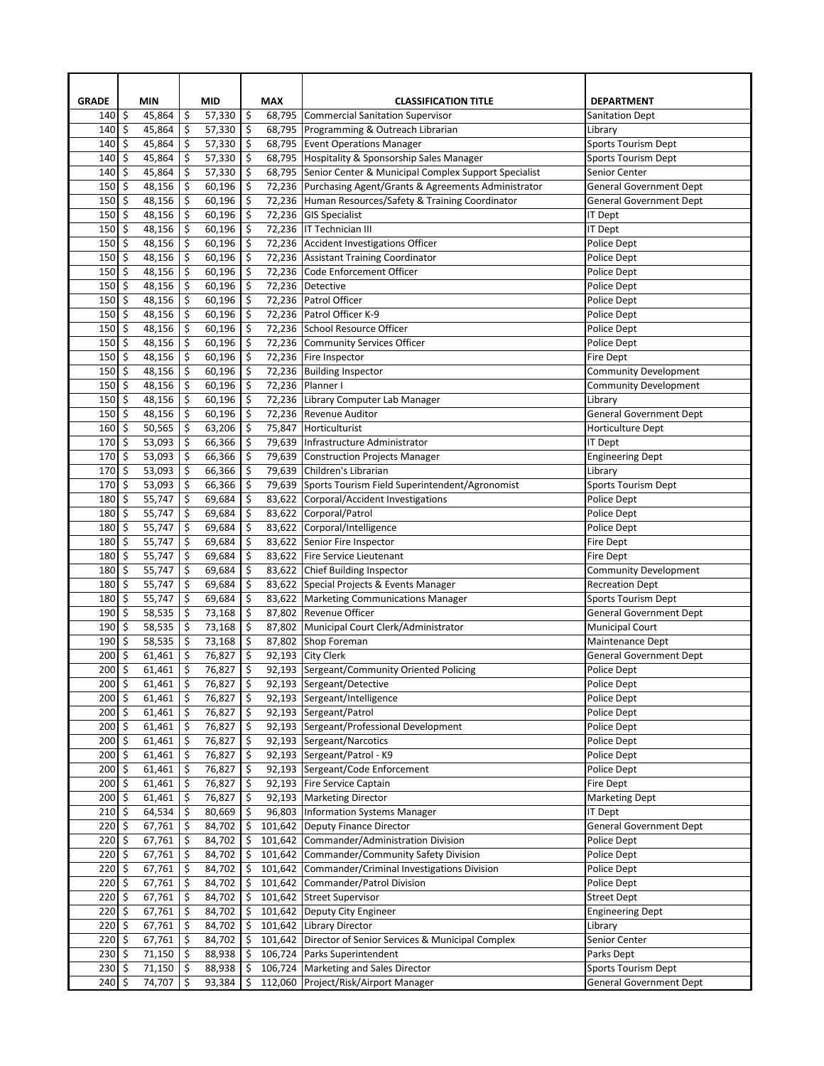| GRADE | MIN | MID | MAX | CLASSIFICATION TITLE | DEPARTMENT |
|---|---|---|---|---|---|
| 140 | $ 45,864 | $ 57,330 | $ 68,795 | Commercial Sanitation Supervisor | Sanitation Dept |
| 140 | $ 45,864 | $ 57,330 | $ 68,795 | Programming & Outreach Librarian | Library |
| 140 | $ 45,864 | $ 57,330 | $ 68,795 | Event Operations Manager | Sports Tourism Dept |
| 140 | $ 45,864 | $ 57,330 | $ 68,795 | Hospitality & Sponsorship Sales Manager | Sports Tourism Dept |
| 140 | $ 45,864 | $ 57,330 | $ 68,795 | Senior Center & Municipal Complex Support Specialist | Senior Center |
| 150 | $ 48,156 | $ 60,196 | $ 72,236 | Purchasing Agent/Grants & Agreements Administrator | General Government Dept |
| 150 | $ 48,156 | $ 60,196 | $ 72,236 | Human Resources/Safety & Training Coordinator | General Government Dept |
| 150 | $ 48,156 | $ 60,196 | $ 72,236 | GIS Specialist | IT Dept |
| 150 | $ 48,156 | $ 60,196 | $ 72,236 | IT Technician III | IT Dept |
| 150 | $ 48,156 | $ 60,196 | $ 72,236 | Accident Investigations Officer | Police Dept |
| 150 | $ 48,156 | $ 60,196 | $ 72,236 | Assistant Training Coordinator | Police Dept |
| 150 | $ 48,156 | $ 60,196 | $ 72,236 | Code Enforcement Officer | Police Dept |
| 150 | $ 48,156 | $ 60,196 | $ 72,236 | Detective | Police Dept |
| 150 | $ 48,156 | $ 60,196 | $ 72,236 | Patrol Officer | Police Dept |
| 150 | $ 48,156 | $ 60,196 | $ 72,236 | Patrol Officer K-9 | Police Dept |
| 150 | $ 48,156 | $ 60,196 | $ 72,236 | School Resource Officer | Police Dept |
| 150 | $ 48,156 | $ 60,196 | $ 72,236 | Community Services Officer | Police Dept |
| 150 | $ 48,156 | $ 60,196 | $ 72,236 | Fire Inspector | Fire Dept |
| 150 | $ 48,156 | $ 60,196 | $ 72,236 | Building Inspector | Community Development |
| 150 | $ 48,156 | $ 60,196 | $ 72,236 | Planner I | Community Development |
| 150 | $ 48,156 | $ 60,196 | $ 72,236 | Library Computer Lab Manager | Library |
| 150 | $ 48,156 | $ 60,196 | $ 72,236 | Revenue Auditor | General Government Dept |
| 160 | $ 50,565 | $ 63,206 | $ 75,847 | Horticulturist | Horticulture Dept |
| 170 | $ 53,093 | $ 66,366 | $ 79,639 | Infrastructure Administrator | IT Dept |
| 170 | $ 53,093 | $ 66,366 | $ 79,639 | Construction Projects Manager | Engineering Dept |
| 170 | $ 53,093 | $ 66,366 | $ 79,639 | Children's Librarian | Library |
| 170 | $ 53,093 | $ 66,366 | $ 79,639 | Sports Tourism Field Superintendent/Agronomist | Sports Tourism Dept |
| 180 | $ 55,747 | $ 69,684 | $ 83,622 | Corporal/Accident Investigations | Police Dept |
| 180 | $ 55,747 | $ 69,684 | $ 83,622 | Corporal/Patrol | Police Dept |
| 180 | $ 55,747 | $ 69,684 | $ 83,622 | Corporal/Intelligence | Police Dept |
| 180 | $ 55,747 | $ 69,684 | $ 83,622 | Senior Fire Inspector | Fire Dept |
| 180 | $ 55,747 | $ 69,684 | $ 83,622 | Fire Service Lieutenant | Fire Dept |
| 180 | $ 55,747 | $ 69,684 | $ 83,622 | Chief Building Inspector | Community Development |
| 180 | $ 55,747 | $ 69,684 | $ 83,622 | Special Projects & Events Manager | Recreation Dept |
| 180 | $ 55,747 | $ 69,684 | $ 83,622 | Marketing Communications Manager | Sports Tourism Dept |
| 190 | $ 58,535 | $ 73,168 | $ 87,802 | Revenue Officer | General Government Dept |
| 190 | $ 58,535 | $ 73,168 | $ 87,802 | Municipal Court Clerk/Administrator | Municipal Court |
| 190 | $ 58,535 | $ 73,168 | $ 87,802 | Shop Foreman | Maintenance Dept |
| 200 | $ 61,461 | $ 76,827 | $ 92,193 | City Clerk | General Government Dept |
| 200 | $ 61,461 | $ 76,827 | $ 92,193 | Sergeant/Community Oriented Policing | Police Dept |
| 200 | $ 61,461 | $ 76,827 | $ 92,193 | Sergeant/Detective | Police Dept |
| 200 | $ 61,461 | $ 76,827 | $ 92,193 | Sergeant/Intelligence | Police Dept |
| 200 | $ 61,461 | $ 76,827 | $ 92,193 | Sergeant/Patrol | Police Dept |
| 200 | $ 61,461 | $ 76,827 | $ 92,193 | Sergeant/Professional Development | Police Dept |
| 200 | $ 61,461 | $ 76,827 | $ 92,193 | Sergeant/Narcotics | Police Dept |
| 200 | $ 61,461 | $ 76,827 | $ 92,193 | Sergeant/Patrol - K9 | Police Dept |
| 200 | $ 61,461 | $ 76,827 | $ 92,193 | Sergeant/Code Enforcement | Police Dept |
| 200 | $ 61,461 | $ 76,827 | $ 92,193 | Fire Service Captain | Fire Dept |
| 200 | $ 61,461 | $ 76,827 | $ 92,193 | Marketing Director | Marketing Dept |
| 210 | $ 64,534 | $ 80,669 | $ 96,803 | Information Systems Manager | IT Dept |
| 220 | $ 67,761 | $ 84,702 | $ 101,642 | Deputy Finance Director | General Government Dept |
| 220 | $ 67,761 | $ 84,702 | $ 101,642 | Commander/Administration Division | Police Dept |
| 220 | $ 67,761 | $ 84,702 | $ 101,642 | Commander/Community Safety Division | Police Dept |
| 220 | $ 67,761 | $ 84,702 | $ 101,642 | Commander/Criminal Investigations Division | Police Dept |
| 220 | $ 67,761 | $ 84,702 | $ 101,642 | Commander/Patrol Division | Police Dept |
| 220 | $ 67,761 | $ 84,702 | $ 101,642 | Street Supervisor | Street Dept |
| 220 | $ 67,761 | $ 84,702 | $ 101,642 | Deputy City Engineer | Engineering Dept |
| 220 | $ 67,761 | $ 84,702 | $ 101,642 | Library Director | Library |
| 220 | $ 67,761 | $ 84,702 | $ 101,642 | Director of Senior Services & Municipal Complex | Senior Center |
| 230 | $ 71,150 | $ 88,938 | $ 106,724 | Parks Superintendent | Parks Dept |
| 230 | $ 71,150 | $ 88,938 | $ 106,724 | Marketing and Sales Director | Sports Tourism Dept |
| 240 | $ 74,707 | $ 93,384 | $ 112,060 | Project/Risk/Airport Manager | General Government Dept |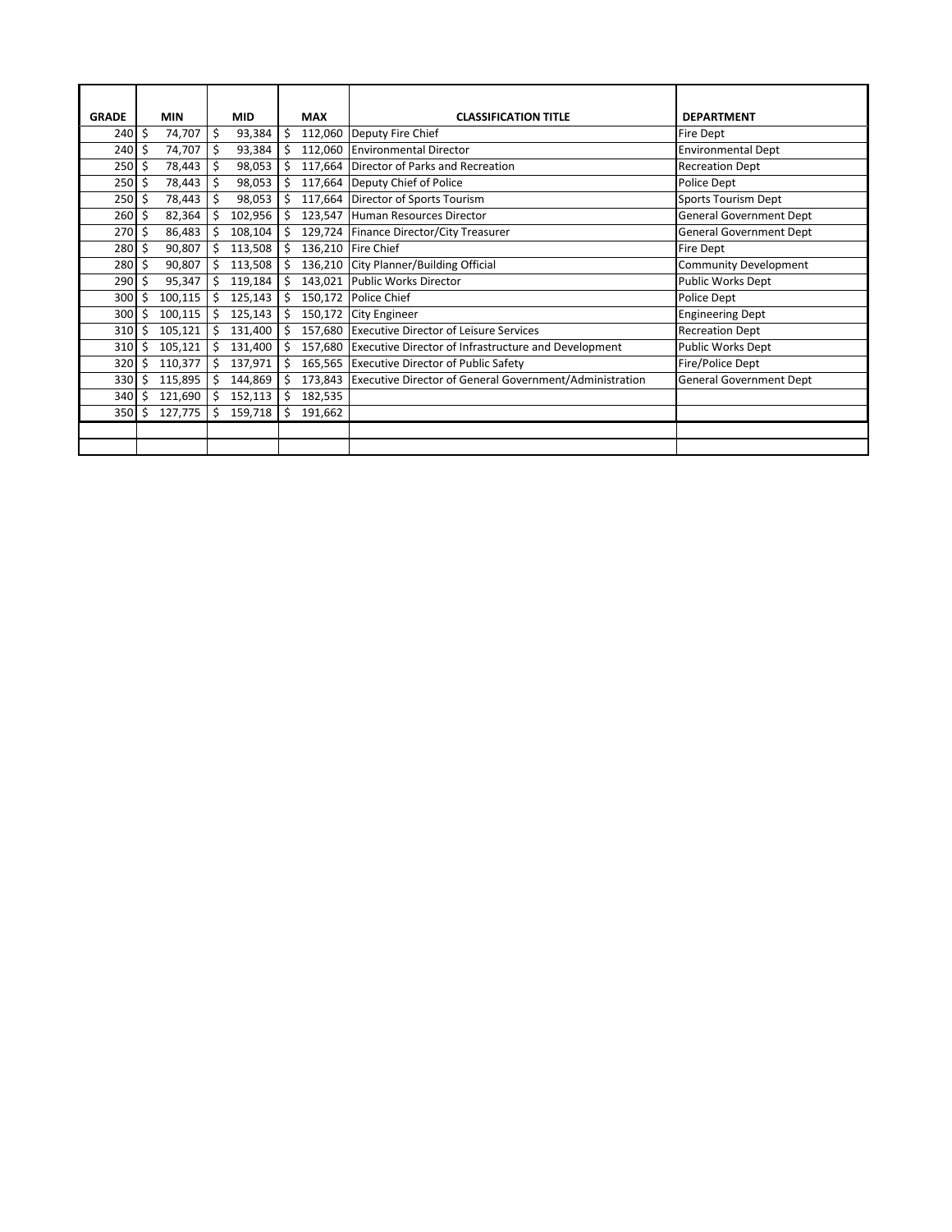| GRADE | MIN | MID | MAX | CLASSIFICATION TITLE | DEPARTMENT |
|---|---|---|---|---|---|
| 240 | $ 74,707 | $ 93,384 | $ 112,060 | Deputy Fire Chief | Fire Dept |
| 240 | $ 74,707 | $ 93,384 | $ 112,060 | Environmental Director | Environmental Dept |
| 250 | $ 78,443 | $ 98,053 | $ 117,664 | Director of Parks and Recreation | Recreation Dept |
| 250 | $ 78,443 | $ 98,053 | $ 117,664 | Deputy Chief of Police | Police Dept |
| 250 | $ 78,443 | $ 98,053 | $ 117,664 | Director of Sports Tourism | Sports Tourism Dept |
| 260 | $ 82,364 | $ 102,956 | $ 123,547 | Human Resources Director | General Government Dept |
| 270 | $ 86,483 | $ 108,104 | $ 129,724 | Finance Director/City Treasurer | General Government Dept |
| 280 | $ 90,807 | $ 113,508 | $ 136,210 | Fire Chief | Fire Dept |
| 280 | $ 90,807 | $ 113,508 | $ 136,210 | City Planner/Building Official | Community Development |
| 290 | $ 95,347 | $ 119,184 | $ 143,021 | Public Works Director | Public Works Dept |
| 300 | $ 100,115 | $ 125,143 | $ 150,172 | Police Chief | Police Dept |
| 300 | $ 100,115 | $ 125,143 | $ 150,172 | City Engineer | Engineering Dept |
| 310 | $ 105,121 | $ 131,400 | $ 157,680 | Executive Director of Leisure Services | Recreation Dept |
| 310 | $ 105,121 | $ 131,400 | $ 157,680 | Executive Director of Infrastructure and Development | Public Works Dept |
| 320 | $ 110,377 | $ 137,971 | $ 165,565 | Executive Director of Public Safety | Fire/Police Dept |
| 330 | $ 115,895 | $ 144,869 | $ 173,843 | Executive Director of General Government/Administration | General Government Dept |
| 340 | $ 121,690 | $ 152,113 | $ 182,535 | | |
| 350 | $ 127,775 | $ 159,718 | $ 191,662 | | |